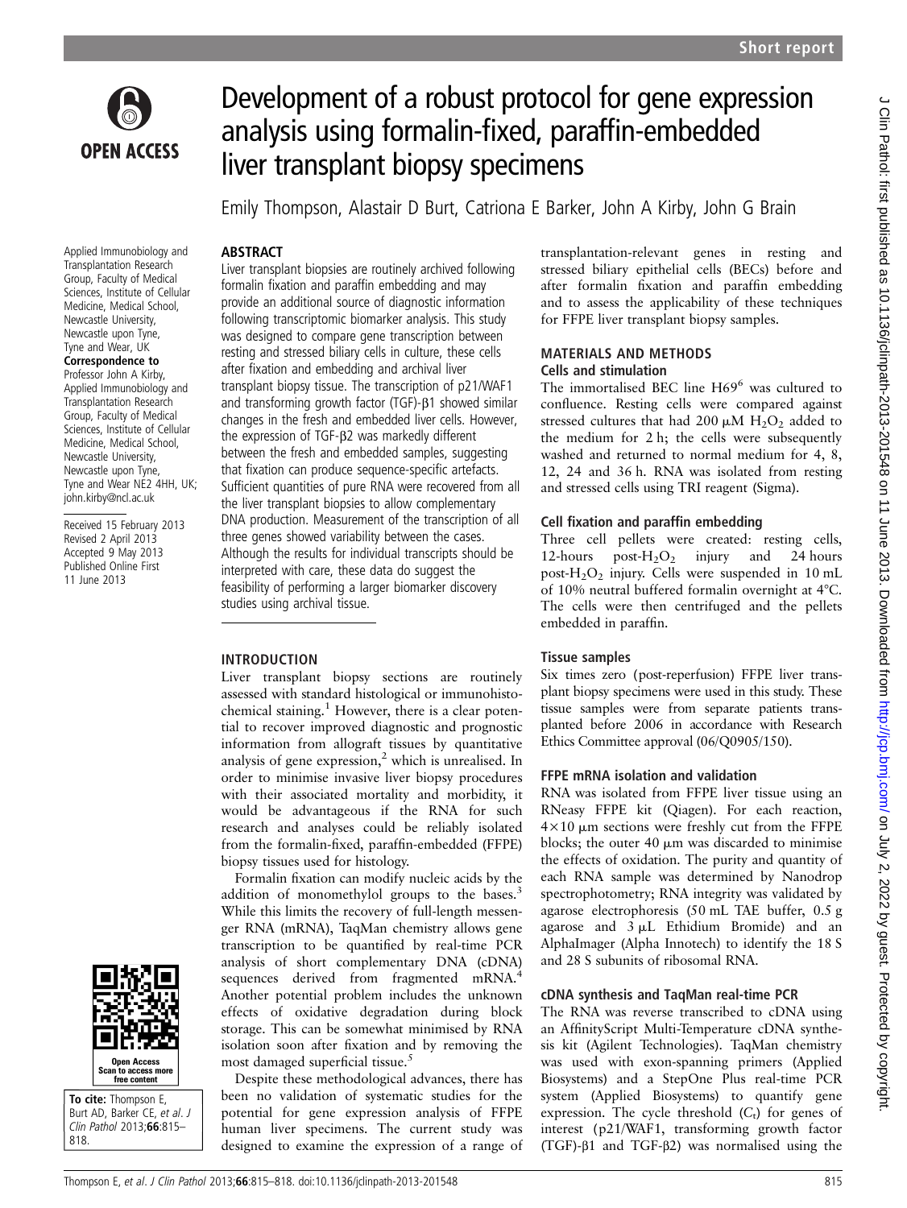Short report

# Development of a robust protocol for gene expression analysis using formalin-fixed, paraffin-embedded liver transplant biopsy specimens

Emily Thompson, Alastair D Burt, Catriona E Barker, John A Kirby, John G Brain

Applied Immunobiology and Transplantation Research Group, Faculty of Medical Sciences, Institute of Cellular Medicine, Medical School, Newcastle University, Newcastle upon Tyne, Tyne and Wear, UK

**Correspondence to**
Professor John A Kirby, Applied Immunobiology and Transplantation Research Group, Faculty of Medical Sciences, Institute of Cellular Medicine, Medical School, Newcastle University, Newcastle upon Tyne, Tyne and Wear NE2 4HH, UK; john.kirby@ncl.ac.uk

Received 15 February 2013
Revised 2 April 2013
Accepted 9 May 2013
Published Online First 11 June 2013

**To cite:** Thompson E, Burt AD, Barker CE, *et al*. *J Clin Pathol* 2013;**66**:815–818.

## ABSTRACT

Liver transplant biopsies are routinely archived following formalin fixation and paraffin embedding and may provide an additional source of diagnostic information following transcriptomic biomarker analysis. This study was designed to compare gene transcription between resting and stressed biliary cells in culture, these cells after fixation and embedding and archival liver transplant biopsy tissue. The transcription of p21/WAF1 and transforming growth factor (TGF)-β1 showed similar changes in the fresh and embedded liver cells. However, the expression of TGF-β2 was markedly different between the fresh and embedded samples, suggesting that fixation can produce sequence-specific artefacts. Sufficient quantities of pure RNA were recovered from all the liver transplant biopsies to allow complementary DNA production. Measurement of the transcription of all three genes showed variability between the cases. Although the results for individual transcripts should be interpreted with care, these data do suggest the feasibility of performing a larger biomarker discovery studies using archival tissue.

## INTRODUCTION

Liver transplant biopsy sections are routinely assessed with standard histological or immunohistochemical staining.[1] However, there is a clear potential to recover improved diagnostic and prognostic information from allograft tissues by quantitative analysis of gene expression,[2] which is unrealised. In order to minimise invasive liver biopsy procedures with their associated mortality and morbidity, it would be advantageous if the RNA for such research and analyses could be reliably isolated from the formalin-fixed, paraffin-embedded (FFPE) biopsy tissues used for histology.

Formalin fixation can modify nucleic acids by the addition of monomethylol groups to the bases.[3] While this limits the recovery of full-length messenger RNA (mRNA), TaqMan chemistry allows gene transcription to be quantified by real-time PCR analysis of short complementary DNA (cDNA) sequences derived from fragmented mRNA.[4] Another potential problem includes the unknown effects of oxidative degradation during block storage. This can be somewhat minimised by RNA isolation soon after fixation and by removing the most damaged superficial tissue.[5]

Despite these methodological advances, there has been no validation of systematic studies for the potential for gene expression analysis of FFPE human liver specimens. The current study was designed to examine the expression of a range of transplantation-relevant genes in resting and stressed biliary epithelial cells (BECs) before and after formalin fixation and paraffin embedding and to assess the applicability of these techniques for FFPE liver transplant biopsy samples.

## MATERIALS AND METHODS

### Cells and stimulation

The immortalised BEC line H69[6] was cultured to confluence. Resting cells were compared against stressed cultures that had 200 μM $H_2O_2$ added to the medium for 2 h; the cells were subsequently washed and returned to normal medium for 4, 8, 12, 24 and 36 h. RNA was isolated from resting and stressed cells using TRI reagent (Sigma).

### Cell fixation and paraffin embedding

Three cell pellets were created: resting cells, 12-hours post-$H_2O_2$ injury and 24 hours post-$H_2O_2$ injury. Cells were suspended in 10 mL of 10% neutral buffered formalin overnight at 4°C. The cells were then centrifuged and the pellets embedded in paraffin.

### Tissue samples

Six times zero (post-reperfusion) FFPE liver transplant biopsy specimens were used in this study. These tissue samples were from separate patients transplanted before 2006 in accordance with Research Ethics Committee approval (06/Q0905/150).

### FFPE mRNA isolation and validation

RNA was isolated from FFPE liver tissue using an RNeasy FFPE kit (Qiagen). For each reaction, 4×10 μm sections were freshly cut from the FFPE blocks; the outer 40 μm was discarded to minimise the effects of oxidation. The purity and quantity of each RNA sample was determined by Nanodrop spectrophotometry; RNA integrity was validated by agarose electrophoresis (50 mL TAE buffer, 0.5 g agarose and 3 μL Ethidium Bromide) and an AlphaImager (Alpha Innotech) to identify the 18 S and 28 S subunits of ribosomal RNA.

### cDNA synthesis and TaqMan real-time PCR

The RNA was reverse transcribed to cDNA using an AffinityScript Multi-Temperature cDNA synthesis kit (Agilent Technologies). TaqMan chemistry was used with exon-spanning primers (Applied Biosystems) and a StepOne Plus real-time PCR system (Applied Biosystems) to quantify gene expression. The cycle threshold ($C_t$) for genes of interest (p21/WAF1, transforming growth factor (TGF)-β1 and TGF-β2) was normalised using the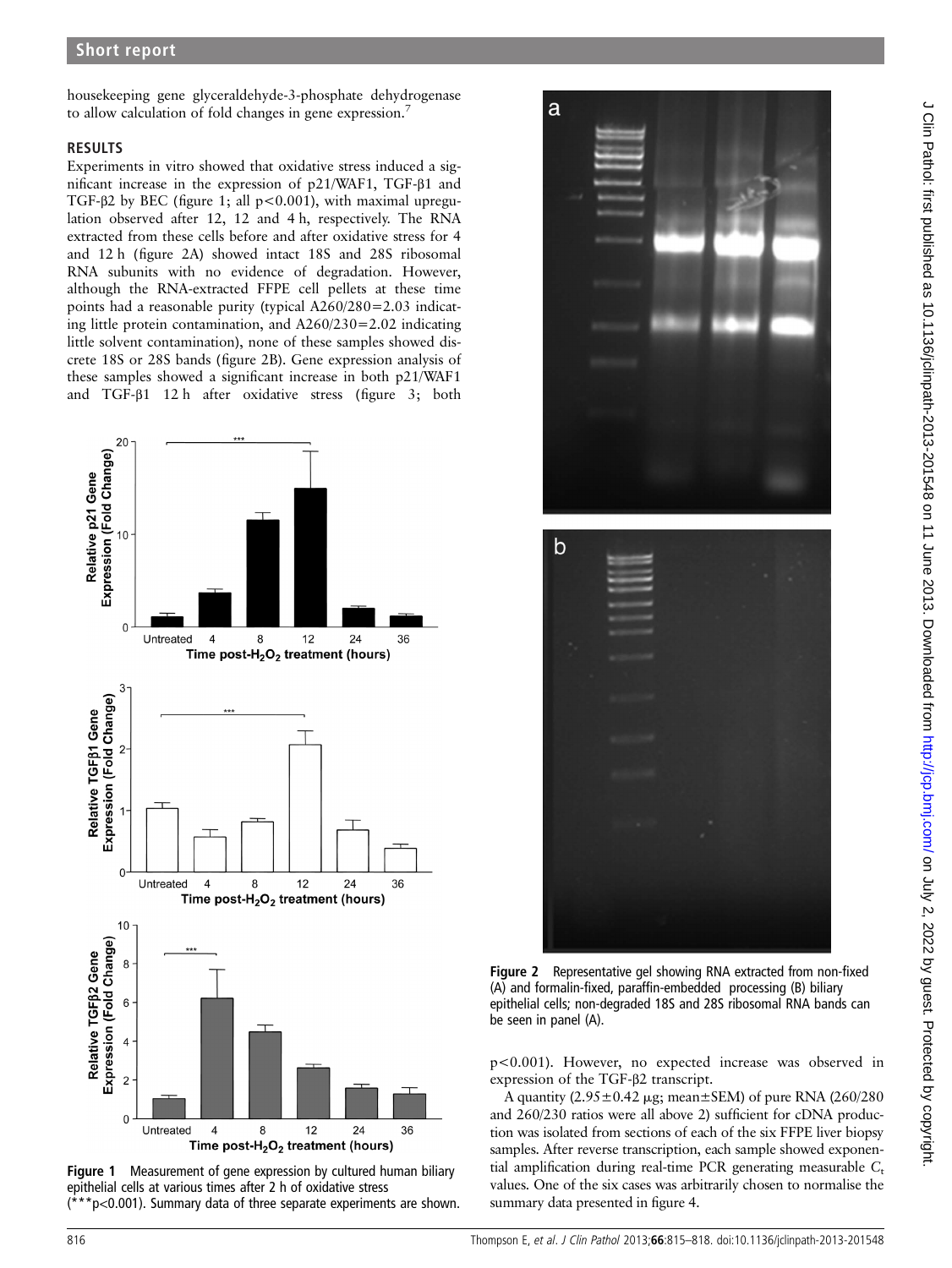housekeeping gene glyceraldehyde-3-phosphate dehydrogenase to allow calculation of fold changes in gene expression.[7]

## RESULTS

Experiments in vitro showed that oxidative stress induced a significant increase in the expression of p21/WAF1, TGF-β1 and TGF-β2 by BEC (figure 1; all $p<0.001$), with maximal upregulation observed after 12, 12 and 4 h, respectively. The RNA extracted from these cells before and after oxidative stress for 4 and 12 h (figure 2A) showed intact 18S and 28S ribosomal RNA subunits with no evidence of degradation. However, although the RNA-extracted FFPE cell pellets at these time points had a reasonable purity (typical A260/280=2.03 indicating little protein contamination, and A260/230=2.02 indicating little solvent contamination), none of these samples showed discrete 18S or 28S bands (figure 2B). Gene expression analysis of these samples showed a significant increase in both p21/WAF1 and TGF-β1 12 h after oxidative stress (figure 3; both $p<0.001$). However, no expected increase was observed in expression of the TGF-β2 transcript.

A quantity (2.95±0.42 μg; mean±SEM) of pure RNA (260/280 and 260/230 ratios were all above 2) sufficient for cDNA production was isolated from sections of each of the six FFPE liver biopsy samples. After reverse transcription, each sample showed exponential amplification during real-time PCR generating measurable $C_t$ values. One of the six cases was arbitrarily chosen to normalise the summary data presented in figure 4.

**Figure 1** Measurement of gene expression by cultured human biliary epithelial cells at various times after 2 h of oxidative stress (***$p<0.001$). Summary data of three separate experiments are shown.

**Figure 2** Representative gel showing RNA extracted from non-fixed (A) and formalin-fixed, paraffin-embedded processing (B) biliary epithelial cells; non-degraded 18S and 28S ribosomal RNA bands can be seen in panel (A).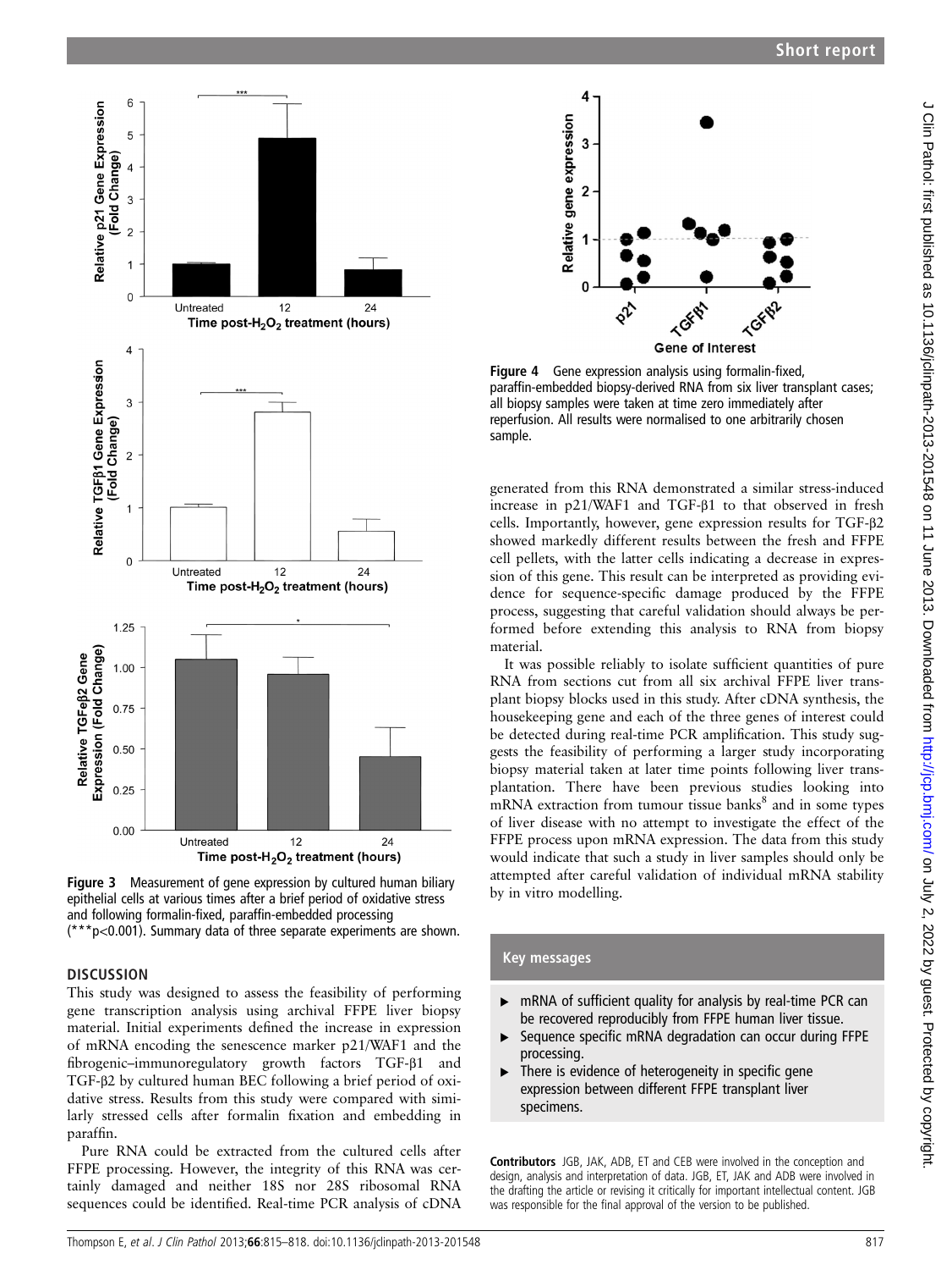Figure 3 Measurement of gene expression by cultured human biliary epithelial cells at various times after a brief period of oxidative stress and following formalin-fixed, paraffin-embedded processing (***p<0.001). Summary data of three separate experiments are shown.

Figure 4 Gene expression analysis using formalin-fixed, paraffin-embedded biopsy-derived RNA from six liver transplant cases; all biopsy samples were taken at time zero immediately after reperfusion. All results were normalised to one arbitrarily chosen sample.

## DISCUSSION

This study was designed to assess the feasibility of performing gene transcription analysis using archival FFPE liver biopsy material. Initial experiments defined the increase in expression of mRNA encoding the senescence marker p21/WAF1 and the fibrogenic–immunoregulatory growth factors TGF-β1 and TGF-β2 by cultured human BEC following a brief period of oxidative stress. Results from this study were compared with similarly stressed cells after formalin fixation and embedding in paraffin.

Pure RNA could be extracted from the cultured cells after FFPE processing. However, the integrity of this RNA was certainly damaged and neither 18S nor 28S ribosomal RNA sequences could be identified. Real-time PCR analysis of cDNA generated from this RNA demonstrated a similar stress-induced increase in p21/WAF1 and TGF-β1 to that observed in fresh cells. Importantly, however, gene expression results for TGF-β2 showed markedly different results between the fresh and FFPE cell pellets, with the latter cells indicating a decrease in expression of this gene. This result can be interpreted as providing evidence for sequence-specific damage produced by the FFPE process, suggesting that careful validation should always be performed before extending this analysis to RNA from biopsy material.

It was possible reliably to isolate sufficient quantities of pure RNA from sections cut from all six archival FFPE liver transplant biopsy blocks used in this study. After cDNA synthesis, the housekeeping gene and each of the three genes of interest could be detected during real-time PCR amplification. This study suggests the feasibility of performing a larger study incorporating biopsy material taken at later time points following liver transplantation. There have been previous studies looking into mRNA extraction from tumour tissue banks[8] and in some types of liver disease with no attempt to investigate the effect of the FFPE process upon mRNA expression. The data from this study would indicate that such a study in liver samples should only be attempted after careful validation of individual mRNA stability by in vitro modelling.

## Key messages

- mRNA of sufficient quality for analysis by real-time PCR can be recovered reproducibly from FFPE human liver tissue.
- Sequence specific mRNA degradation can occur during FFPE processing.
- There is evidence of heterogeneity in specific gene expression between different FFPE transplant liver specimens.

**Contributors** JGB, JAK, ADB, ET and CEB were involved in the conception and design, analysis and interpretation of data. JGB, ET, JAK and ADB were involved in the drafting the article or revising it critically for important intellectual content. JGB was responsible for the final approval of the version to be published.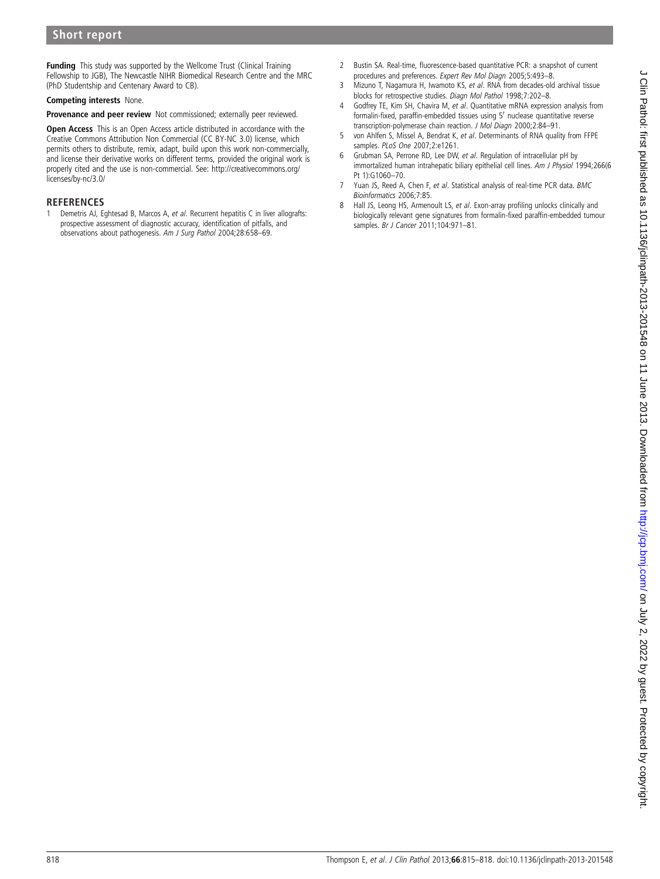**Funding** This study was supported by the Wellcome Trust (Clinical Training Fellowship to JGB), The Newcastle NIHR Biomedical Research Centre and the MRC (PhD Studentship and Centenary Award to CB).

**Competing interests** None.

**Provenance and peer review** Not commissioned; externally peer reviewed.

**Open Access** This is an Open Access article distributed in accordance with the Creative Commons Attribution Non Commercial (CC BY-NC 3.0) license, which permits others to distribute, remix, adapt, build upon this work non-commercially, and license their derivative works on different terms, provided the original work is properly cited and the use is non-commercial. See: http://creativecommons.org/licenses/by-nc/3.0/

## REFERENCES

1. Demetris AJ, Eghtesad B, Marcos A, *et al*. Recurrent hepatitis C in liver allografts: prospective assessment of diagnostic accuracy, identification of pitfalls, and observations about pathogenesis. *Am J Surg Pathol* 2004;28:658–69.
2. Bustin SA. Real-time, fluorescence-based quantitative PCR: a snapshot of current procedures and preferences. *Expert Rev Mol Diagn* 2005;5:493–8.
3. Mizuno T, Nagamura H, Iwamoto KS, *et al*. RNA from decades-old archival tissue blocks for retrospective studies. *Diagn Mol Pathol* 1998;7:202–8.
4. Godfrey TE, Kim SH, Chavira M, *et al*. Quantitative mRNA expression analysis from formalin-fixed, paraffin-embedded tissues using 5′ nuclease quantitative reverse transcription-polymerase chain reaction. *J Mol Diagn* 2000;2:84–91.
5. von Ahlfen S, Missel A, Bendrat K, *et al*. Determinants of RNA quality from FFPE samples. *PLoS One* 2007;2:e1261.
6. Grubman SA, Perrone RD, Lee DW, *et al*. Regulation of intracellular pH by immortalized human intrahepatic biliary epithelial cell lines. *Am J Physiol* 1994;266(6 Pt 1):G1060–70.
7. Yuan JS, Reed A, Chen F, *et al*. Statistical analysis of real-time PCR data. *BMC Bioinformatics* 2006;7:85.
8. Hall JS, Leong HS, Armenoult LS, *et al*. Exon-array profiling unlocks clinically and biologically relevant gene signatures from formalin-fixed paraffin-embedded tumour samples. *Br J Cancer* 2011;104:971–81.